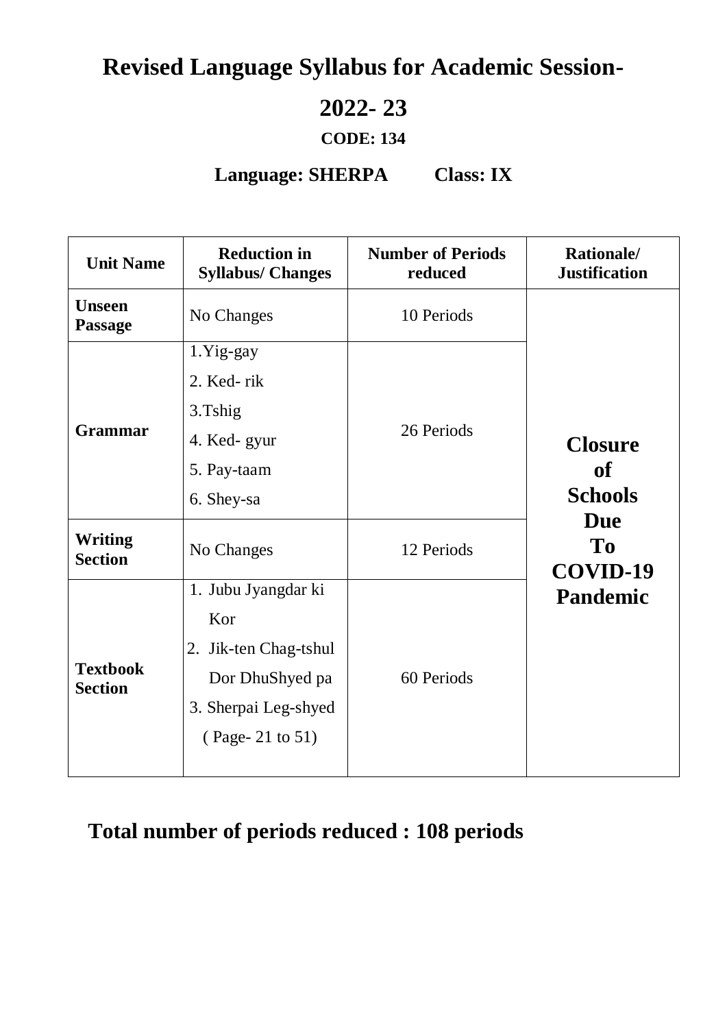# Revised Language Syllabus for Academic Session- 2022- 23

**CODE: 134**

**Language: SHERPA    Class: IX**

| Unit Name | Reduction in Syllabus/ Changes | Number of Periods reduced | Rationale/ Justification |
|---|---|---|---|
| **Unseen Passage** | No Changes | 10 Periods | **Closure of Schools Due To COVID-19 Pandemic** |
| **Grammar** | 1.Yig-gay<br>2. Ked- rik<br>3.Tshig<br>4. Ked- gyur<br>5. Pay-taam<br>6. Shey-sa | 26 Periods | |
| **Writing Section** | No Changes | 12 Periods | |
| **Textbook Section** | 1. Jubu Jyangdar ki Kor<br>2. Jik-ten Chag-tshul Dor DhuShyed pa<br>3. Sherpai Leg-shyed ( Page- 21 to 51) | 60 Periods | |

**Total number of periods reduced : 108 periods**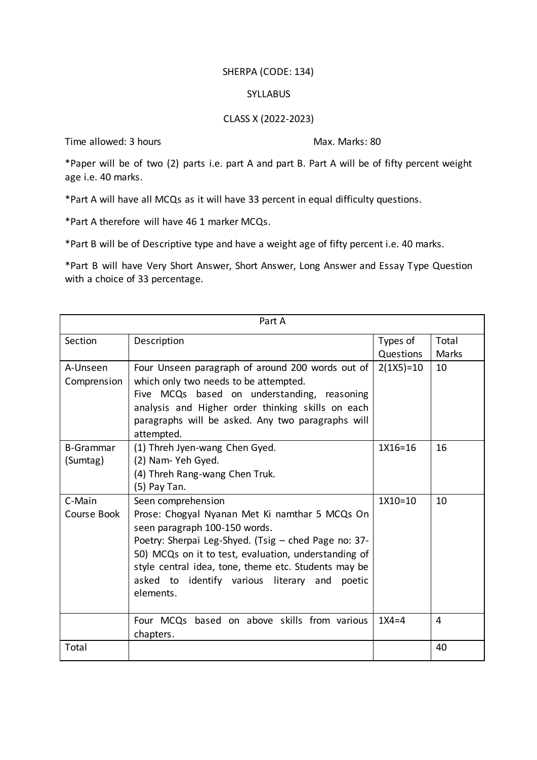SHERPA (CODE: 134)

SYLLABUS

CLASS X (2022-2023)

Time allowed: 3 hours Max. Marks: 80

*Paper will be of two (2) parts i.e. part A and part B. Part A will be of fifty percent weight age i.e. 40 marks.

*Part A will have all MCQs as it will have 33 percent in equal difficulty questions.

*Part A therefore will have 46 1 marker MCQs.

*Part B will be of Descriptive type and have a weight age of fifty percent i.e. 40 marks.

*Part B will have Very Short Answer, Short Answer, Long Answer and Essay Type Question with a choice of 33 percentage.

| Part A | | | |
|---|---|---|---|
| Section | Description | Types of Questions | Total Marks |
| A-Unseen Comprension | Four Unseen paragraph of around 200 words out of which only two needs to be attempted.<br>Five MCQs based on understanding, reasoning analysis and Higher order thinking skills on each paragraphs will be asked. Any two paragraphs will attempted. | 2(1X5)=10 | 10 |
| B-Grammar (Sumtag) | (1) Threh Jyen-wang Chen Gyed.<br>(2) Nam- Yeh Gyed.<br>(4) Threh Rang-wang Chen Truk.<br>(5) Pay Tan. | 1X16=16 | 16 |
| C-Main Course Book | Seen comprehension<br>Prose: Chogyal Nyanan Met Ki namthar 5 MCQs On seen paragraph 100-150 words.<br>Poetry: Sherpai Leg-Shyed. (Tsig – ched Page no: 37-50) MCQs on it to test, evaluation, understanding of style central idea, tone, theme etc. Students may be asked to identify various literary and poetic elements. | 1X10=10 | 10 |
| | Four MCQs based on above skills from various chapters. | 1X4=4 | 4 |
| Total | | | 40 |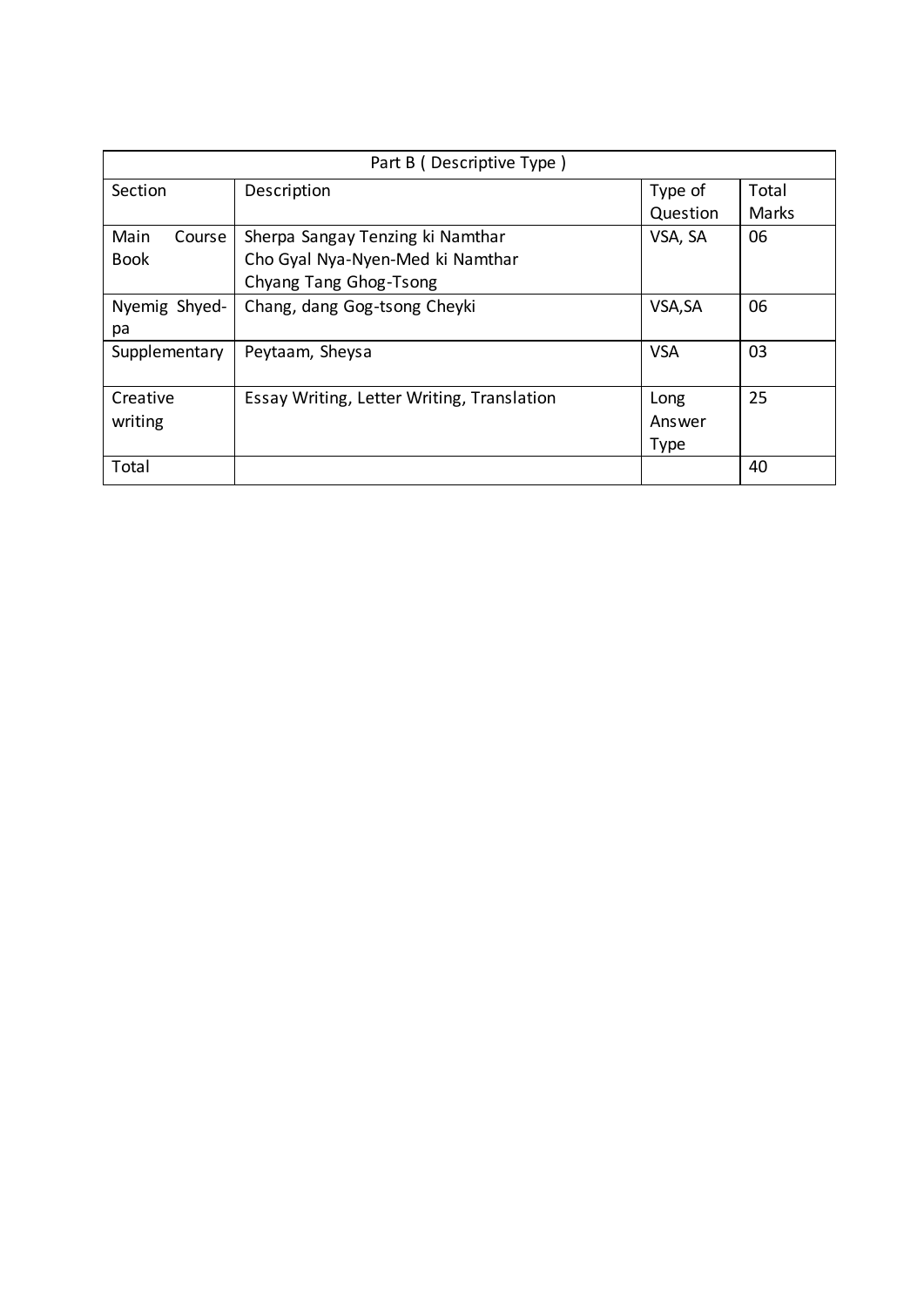| Part B ( Descriptive Type ) | | | |
|---|---|---|---|
| Section | Description | Type of Question | Total Marks |
| Main Course Book | Sherpa Sangay Tenzing ki Namthar<br>Cho Gyal Nya-Nyen-Med ki Namthar<br>Chyang Tang Ghog-Tsong | VSA, SA | 06 |
| Nyemig Shyed-pa | Chang, dang Gog-tsong Cheyki | VSA,SA | 06 |
| Supplementary | Peytaam, Sheysa | VSA | 03 |
| Creative writing | Essay Writing, Letter Writing, Translation | Long Answer Type | 25 |
| Total | | | 40 |